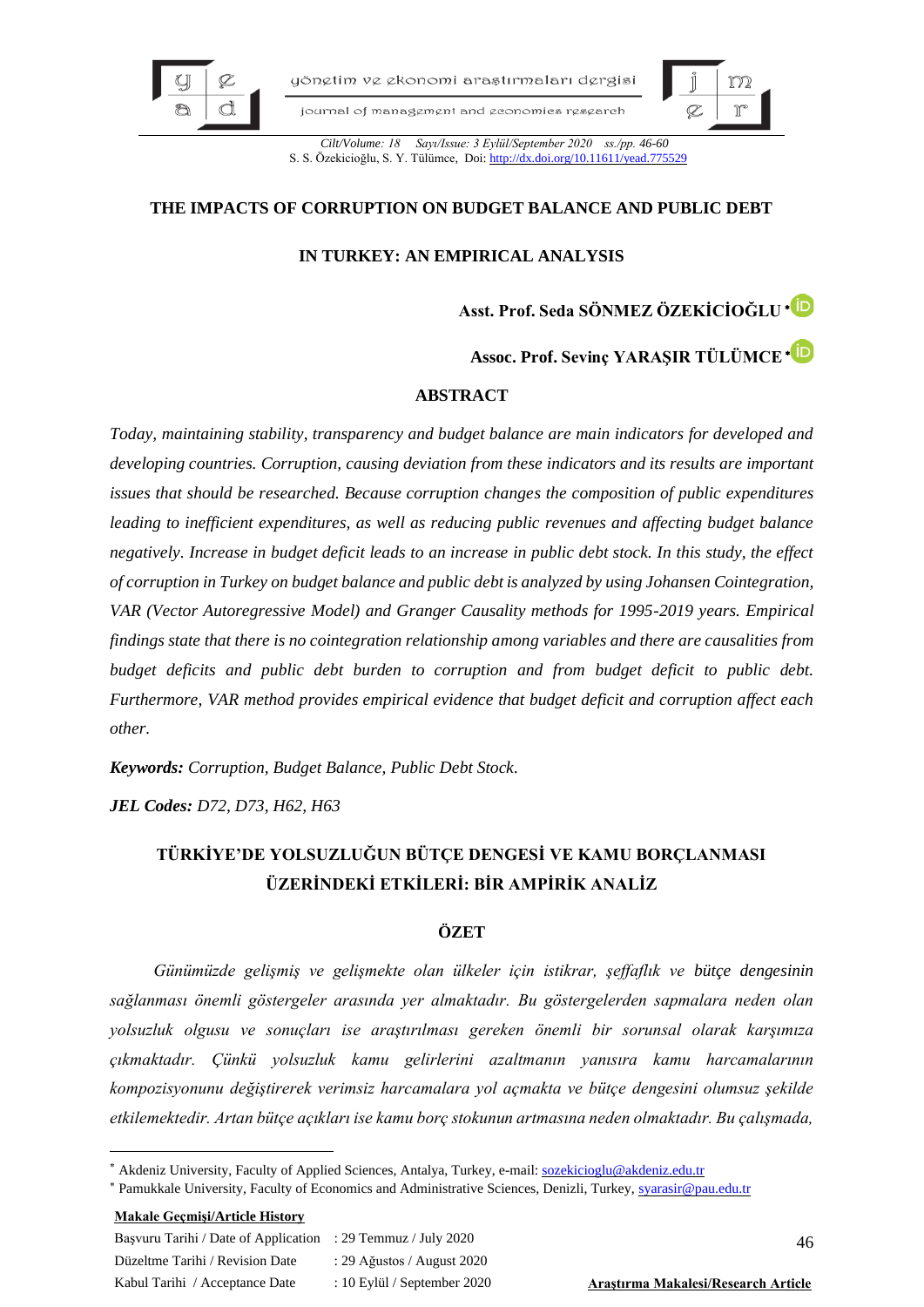# THE IMPACTS OF CORRUPTION ON BUDGET BALANCE AND PUBLIC DEBT IN TURKEY: AN EMPIRICAL ANALYSIS

**Asst. Prof. Seda SÖNMEZ ÖZEKİCİOĞLU**[*]

**Assoc. Prof. Sevinç YARAŞIR TÜLÜMCE**[*]

## ABSTRACT

*Today, maintaining stability, transparency and budget balance are main indicators for developed and developing countries. Corruption, causing deviation from these indicators and its results are important issues that should be researched. Because corruption changes the composition of public expenditures leading to inefficient expenditures, as well as reducing public revenues and affecting budget balance negatively. Increase in budget deficit leads to an increase in public debt stock. In this study, the effect of corruption in Turkey on budget balance and public debt is analyzed by using Johansen Cointegration, VAR (Vector Autoregressive Model) and Granger Causality methods for 1995-2019 years. Empirical findings state that there is no cointegration relationship among variables and there are causalities from budget deficits and public debt burden to corruption and from budget deficit to public debt. Furthermore, VAR method provides empirical evidence that budget deficit and corruption affect each other.*

***Keywords:*** *Corruption, Budget Balance, Public Debt Stock.*

***JEL Codes:*** *D72, D73, H62, H63*

# TÜRKİYE'DE YOLSUZLUĞUN BÜTÇE DENGESİ VE KAMU BORÇLANMASI ÜZERİNDEKİ ETKİLERİ: BİR AMPİRİK ANALİZ

## ÖZET

*Günümüzde gelişmiş ve gelişmekte olan ülkeler için istikrar, şeffaflık ve bütçe dengesinin sağlanması önemli göstergeler arasında yer almaktadır. Bu göstergelerden sapmalara neden olan yolsuzluk olgusu ve sonuçları ise araştırılması gereken önemli bir sorunsal olarak karşımıza çıkmaktadır. Çünkü yolsuzluk kamu gelirlerini azaltmanın yanısıra kamu harcamalarının kompozisyonunu değiştirerek verimsiz harcamalara yol açmakta ve bütçe dengesini olumsuz şekilde etkilemektedir. Artan bütçe açıkları ise kamu borç stokunun artmasına neden olmaktadır. Bu çalışmada,*

---

[*] Akdeniz University, Faculty of Applied Sciences, Antalya, Turkey, e-mail: sozekicioglu@akdeniz.edu.tr

[*] Pamukkale University, Faculty of Economics and Administrative Sciences, Denizli, Turkey, syarasir@pau.edu.tr

**Makale Geçmişi/Article History**

| | |
|---|---|
| Başvuru Tarihi / Date of Application | : 29 Temmuz / July 2020 |
| Düzeltme Tarihi / Revision Date | : 29 Ağustos / August 2020 |
| Kabul Tarihi / Acceptance Date | : 10 Eylül / September 2020 |

**Araştırma Makalesi/Research Article**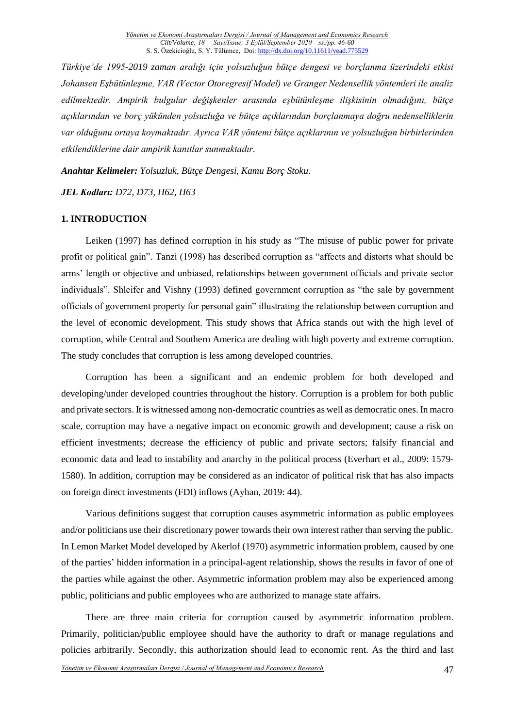*Türkiye'de 1995-2019 zaman aralığı için yolsuzluğun bütçe dengesi ve borçlanma üzerindeki etkisi Johansen Eşbütünleşme, VAR (Vector Otoregresif Model) ve Granger Nedensellik yöntemleri ile analiz edilmektedir. Ampirik bulgular değişkenler arasında eşbütünleşme ilişkisinin olmadığını, bütçe açıklarından ve borç yükünden yolsuzluğa ve bütçe açıklarından borçlanmaya doğru nedenselliklerin var olduğunu ortaya koymaktadır. Ayrıca VAR yöntemi bütçe açıklarının ve yolsuzluğun birbirlerinden etkilendiklerine dair ampirik kanıtlar sunmaktadır.*

***Anahtar Kelimeler:*** *Yolsuzluk, Bütçe Dengesi, Kamu Borç Stoku.*

***JEL Kodları:*** *D72, D73, H62, H63*

## 1. INTRODUCTION

Leiken (1997) has defined corruption in his study as "The misuse of public power for private profit or political gain". Tanzi (1998) has described corruption as "affects and distorts what should be arms' length or objective and unbiased, relationships between government officials and private sector individuals". Shleifer and Vishny (1993) defined government corruption as "the sale by government officials of government property for personal gain" illustrating the relationship between corruption and the level of economic development. This study shows that Africa stands out with the high level of corruption, while Central and Southern America are dealing with high poverty and extreme corruption. The study concludes that corruption is less among developed countries.

Corruption has been a significant and an endemic problem for both developed and developing/under developed countries throughout the history. Corruption is a problem for both public and private sectors. It is witnessed among non-democratic countries as well as democratic ones. In macro scale, corruption may have a negative impact on economic growth and development; cause a risk on efficient investments; decrease the efficiency of public and private sectors; falsify financial and economic data and lead to instability and anarchy in the political process (Everhart et al., 2009: 1579-1580). In addition, corruption may be considered as an indicator of political risk that has also impacts on foreign direct investments (FDI) inflows (Ayhan, 2019: 44).

Various definitions suggest that corruption causes asymmetric information as public employees and/or politicians use their discretionary power towards their own interest rather than serving the public. In Lemon Market Model developed by Akerlof (1970) asymmetric information problem, caused by one of the parties' hidden information in a principal-agent relationship, shows the results in favor of one of the parties while against the other. Asymmetric information problem may also be experienced among public, politicians and public employees who are authorized to manage state affairs.

There are three main criteria for corruption caused by asymmetric information problem. Primarily, politician/public employee should have the authority to draft or manage regulations and policies arbitrarily. Secondly, this authorization should lead to economic rent. As the third and last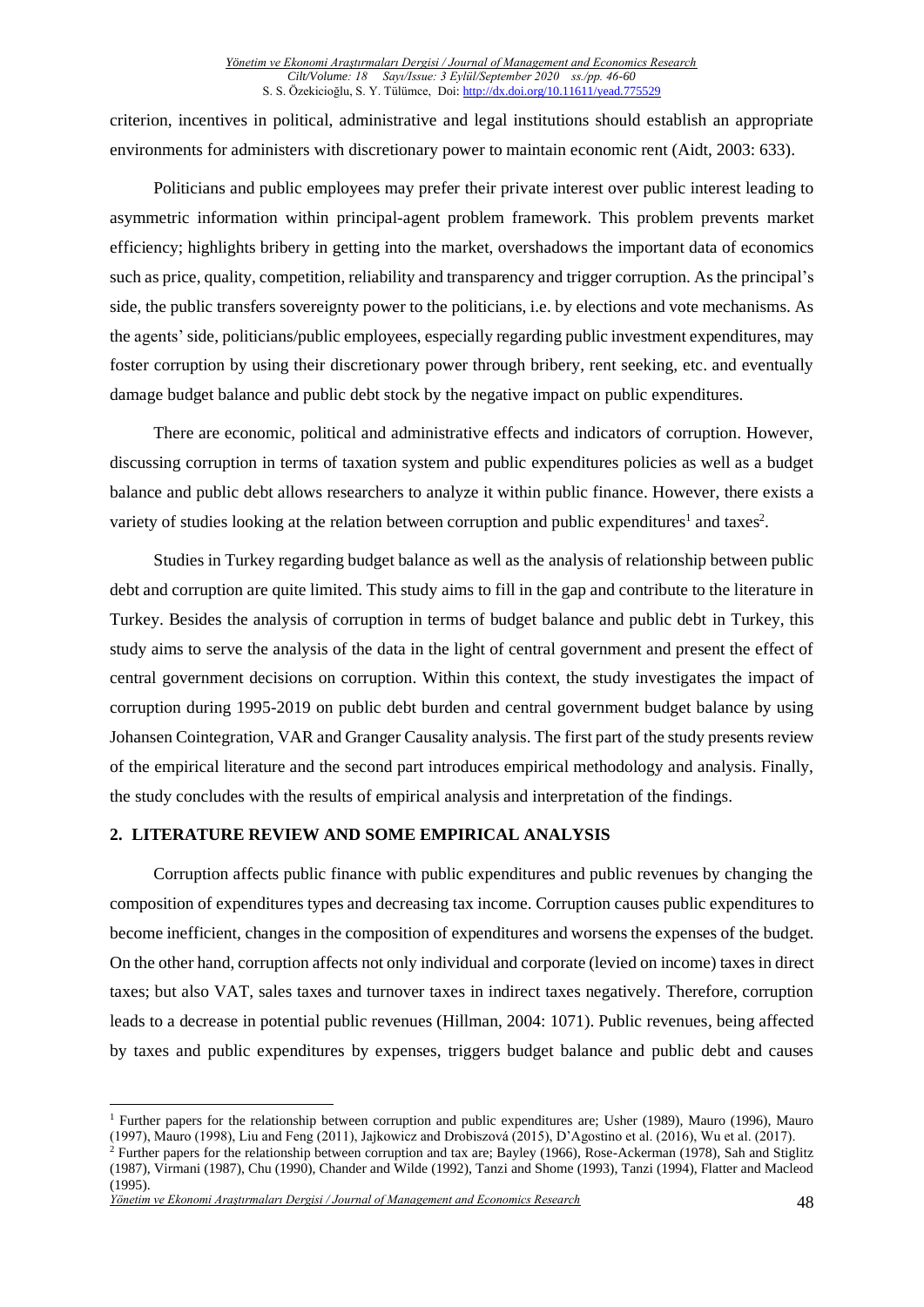criterion, incentives in political, administrative and legal institutions should establish an appropriate environments for administers with discretionary power to maintain economic rent (Aidt, 2003: 633).

Politicians and public employees may prefer their private interest over public interest leading to asymmetric information within principal-agent problem framework. This problem prevents market efficiency; highlights bribery in getting into the market, overshadows the important data of economics such as price, quality, competition, reliability and transparency and trigger corruption. As the principal's side, the public transfers sovereignty power to the politicians, i.e. by elections and vote mechanisms. As the agents' side, politicians/public employees, especially regarding public investment expenditures, may foster corruption by using their discretionary power through bribery, rent seeking, etc. and eventually damage budget balance and public debt stock by the negative impact on public expenditures.

There are economic, political and administrative effects and indicators of corruption. However, discussing corruption in terms of taxation system and public expenditures policies as well as a budget balance and public debt allows researchers to analyze it within public finance. However, there exists a variety of studies looking at the relation between corruption and public expenditures[1] and taxes[2].

Studies in Turkey regarding budget balance as well as the analysis of relationship between public debt and corruption are quite limited. This study aims to fill in the gap and contribute to the literature in Turkey. Besides the analysis of corruption in terms of budget balance and public debt in Turkey, this study aims to serve the analysis of the data in the light of central government and present the effect of central government decisions on corruption. Within this context, the study investigates the impact of corruption during 1995-2019 on public debt burden and central government budget balance by using Johansen Cointegration, VAR and Granger Causality analysis. The first part of the study presents review of the empirical literature and the second part introduces empirical methodology and analysis. Finally, the study concludes with the results of empirical analysis and interpretation of the findings.

## 2. LITERATURE REVIEW AND SOME EMPIRICAL ANALYSIS

Corruption affects public finance with public expenditures and public revenues by changing the composition of expenditures types and decreasing tax income. Corruption causes public expenditures to become inefficient, changes in the composition of expenditures and worsens the expenses of the budget. On the other hand, corruption affects not only individual and corporate (levied on income) taxes in direct taxes; but also VAT, sales taxes and turnover taxes in indirect taxes negatively. Therefore, corruption leads to a decrease in potential public revenues (Hillman, 2004: 1071). Public revenues, being affected by taxes and public expenditures by expenses, triggers budget balance and public debt and causes

---

[1] Further papers for the relationship between corruption and public expenditures are; Usher (1989), Mauro (1996), Mauro (1997), Mauro (1998), Liu and Feng (2011), Jajkowicz and Drobiszová (2015), D'Agostino et al. (2016), Wu et al. (2017).

[2] Further papers for the relationship between corruption and tax are; Bayley (1966), Rose-Ackerman (1978), Sah and Stiglitz (1987), Virmani (1987), Chu (1990), Chander and Wilde (1992), Tanzi and Shome (1993), Tanzi (1994), Flatter and Macleod (1995).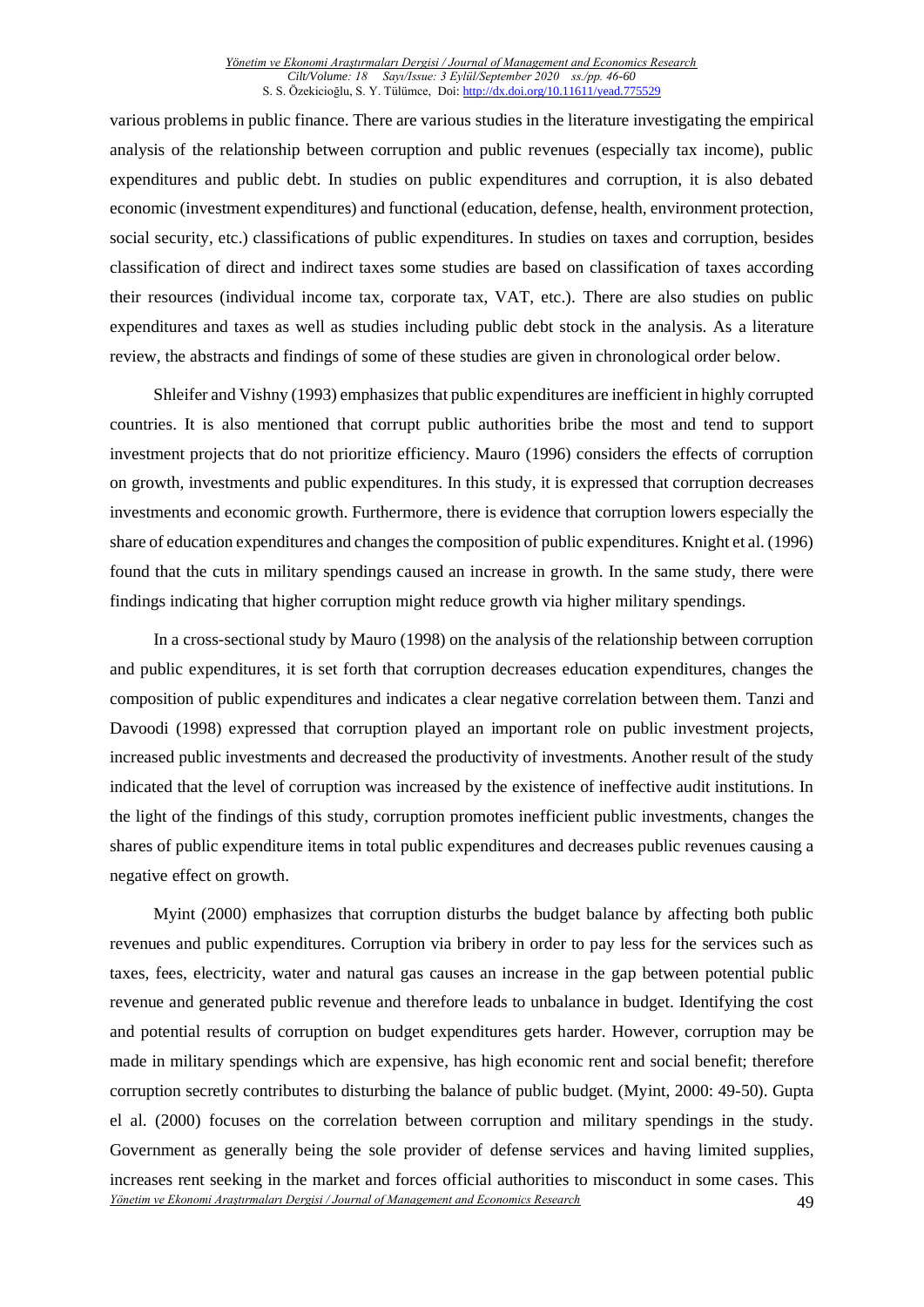various problems in public finance. There are various studies in the literature investigating the empirical analysis of the relationship between corruption and public revenues (especially tax income), public expenditures and public debt. In studies on public expenditures and corruption, it is also debated economic (investment expenditures) and functional (education, defense, health, environment protection, social security, etc.) classifications of public expenditures. In studies on taxes and corruption, besides classification of direct and indirect taxes some studies are based on classification of taxes according their resources (individual income tax, corporate tax, VAT, etc.). There are also studies on public expenditures and taxes as well as studies including public debt stock in the analysis. As a literature review, the abstracts and findings of some of these studies are given in chronological order below.

Shleifer and Vishny (1993) emphasizes that public expenditures are inefficient in highly corrupted countries. It is also mentioned that corrupt public authorities bribe the most and tend to support investment projects that do not prioritize efficiency. Mauro (1996) considers the effects of corruption on growth, investments and public expenditures. In this study, it is expressed that corruption decreases investments and economic growth. Furthermore, there is evidence that corruption lowers especially the share of education expenditures and changes the composition of public expenditures. Knight et al. (1996) found that the cuts in military spendings caused an increase in growth. In the same study, there were findings indicating that higher corruption might reduce growth via higher military spendings.

In a cross-sectional study by Mauro (1998) on the analysis of the relationship between corruption and public expenditures, it is set forth that corruption decreases education expenditures, changes the composition of public expenditures and indicates a clear negative correlation between them. Tanzi and Davoodi (1998) expressed that corruption played an important role on public investment projects, increased public investments and decreased the productivity of investments. Another result of the study indicated that the level of corruption was increased by the existence of ineffective audit institutions. In the light of the findings of this study, corruption promotes inefficient public investments, changes the shares of public expenditure items in total public expenditures and decreases public revenues causing a negative effect on growth.

Myint (2000) emphasizes that corruption disturbs the budget balance by affecting both public revenues and public expenditures. Corruption via bribery in order to pay less for the services such as taxes, fees, electricity, water and natural gas causes an increase in the gap between potential public revenue and generated public revenue and therefore leads to unbalance in budget. Identifying the cost and potential results of corruption on budget expenditures gets harder. However, corruption may be made in military spendings which are expensive, has high economic rent and social benefit; therefore corruption secretly contributes to disturbing the balance of public budget. (Myint, 2000: 49-50). Gupta el al. (2000) focuses on the correlation between corruption and military spendings in the study. Government as generally being the sole provider of defense services and having limited supplies, increases rent seeking in the market and forces official authorities to misconduct in some cases. This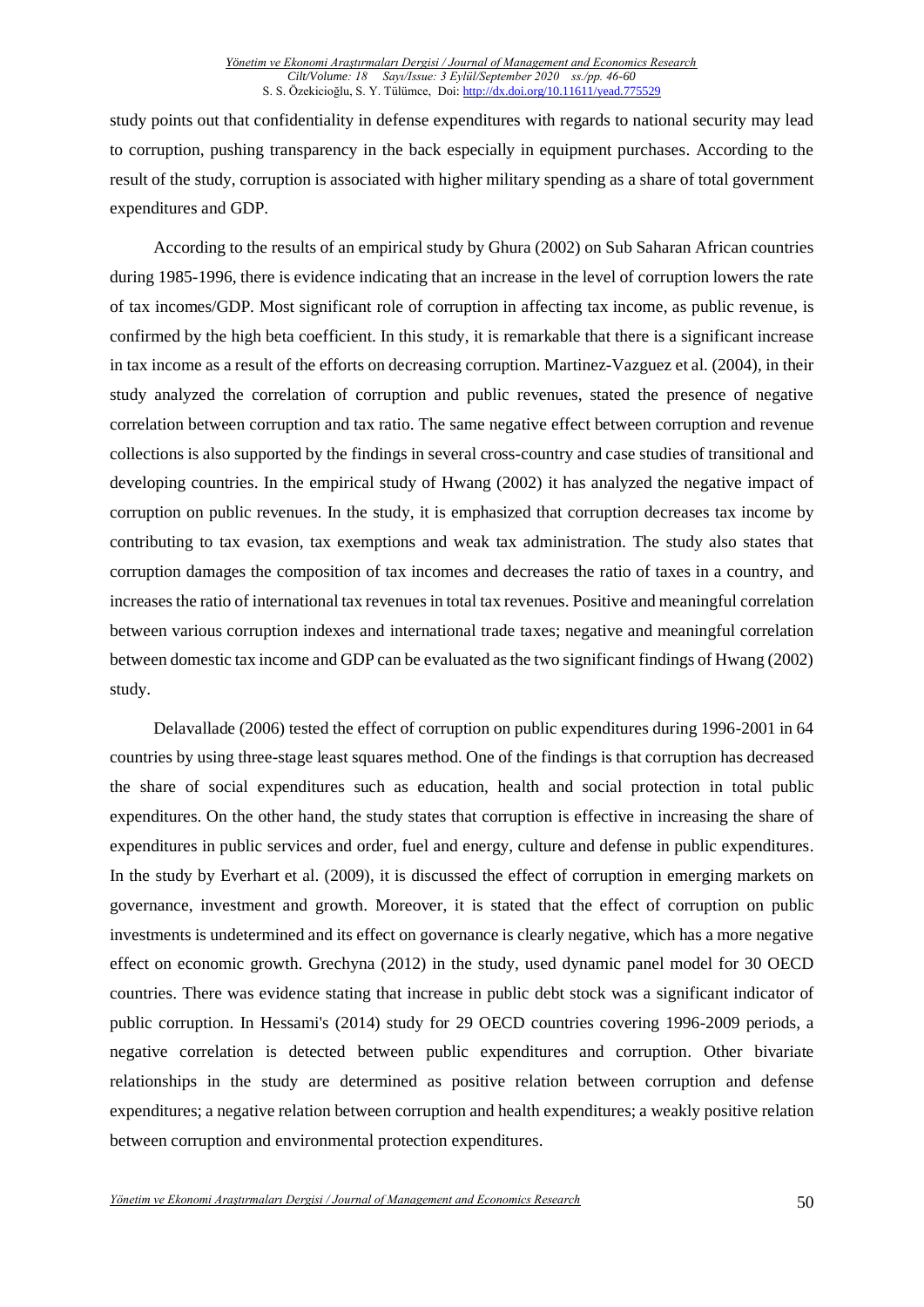study points out that confidentiality in defense expenditures with regards to national security may lead to corruption, pushing transparency in the back especially in equipment purchases. According to the result of the study, corruption is associated with higher military spending as a share of total government expenditures and GDP.

According to the results of an empirical study by Ghura (2002) on Sub Saharan African countries during 1985-1996, there is evidence indicating that an increase in the level of corruption lowers the rate of tax incomes/GDP. Most significant role of corruption in affecting tax income, as public revenue, is confirmed by the high beta coefficient. In this study, it is remarkable that there is a significant increase in tax income as a result of the efforts on decreasing corruption. Martinez-Vazguez et al. (2004), in their study analyzed the correlation of corruption and public revenues, stated the presence of negative correlation between corruption and tax ratio. The same negative effect between corruption and revenue collections is also supported by the findings in several cross-country and case studies of transitional and developing countries. In the empirical study of Hwang (2002) it has analyzed the negative impact of corruption on public revenues. In the study, it is emphasized that corruption decreases tax income by contributing to tax evasion, tax exemptions and weak tax administration. The study also states that corruption damages the composition of tax incomes and decreases the ratio of taxes in a country, and increases the ratio of international tax revenues in total tax revenues. Positive and meaningful correlation between various corruption indexes and international trade taxes; negative and meaningful correlation between domestic tax income and GDP can be evaluated as the two significant findings of Hwang (2002) study.

Delavallade (2006) tested the effect of corruption on public expenditures during 1996-2001 in 64 countries by using three-stage least squares method. One of the findings is that corruption has decreased the share of social expenditures such as education, health and social protection in total public expenditures. On the other hand, the study states that corruption is effective in increasing the share of expenditures in public services and order, fuel and energy, culture and defense in public expenditures. In the study by Everhart et al. (2009), it is discussed the effect of corruption in emerging markets on governance, investment and growth. Moreover, it is stated that the effect of corruption on public investments is undetermined and its effect on governance is clearly negative, which has a more negative effect on economic growth. Grechyna (2012) in the study, used dynamic panel model for 30 OECD countries. There was evidence stating that increase in public debt stock was a significant indicator of public corruption. In Hessami's (2014) study for 29 OECD countries covering 1996-2009 periods, a negative correlation is detected between public expenditures and corruption. Other bivariate relationships in the study are determined as positive relation between corruption and defense expenditures; a negative relation between corruption and health expenditures; a weakly positive relation between corruption and environmental protection expenditures.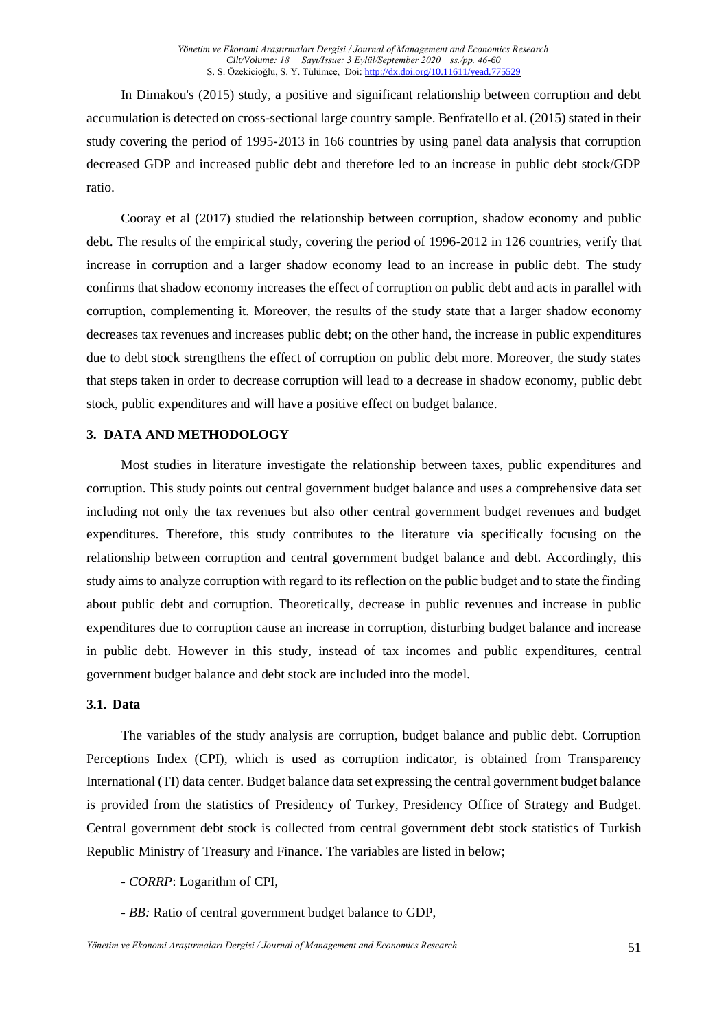In Dimakou's (2015) study, a positive and significant relationship between corruption and debt accumulation is detected on cross-sectional large country sample. Benfratello et al. (2015) stated in their study covering the period of 1995-2013 in 166 countries by using panel data analysis that corruption decreased GDP and increased public debt and therefore led to an increase in public debt stock/GDP ratio.

Cooray et al (2017) studied the relationship between corruption, shadow economy and public debt. The results of the empirical study, covering the period of 1996-2012 in 126 countries, verify that increase in corruption and a larger shadow economy lead to an increase in public debt. The study confirms that shadow economy increases the effect of corruption on public debt and acts in parallel with corruption, complementing it. Moreover, the results of the study state that a larger shadow economy decreases tax revenues and increases public debt; on the other hand, the increase in public expenditures due to debt stock strengthens the effect of corruption on public debt more. Moreover, the study states that steps taken in order to decrease corruption will lead to a decrease in shadow economy, public debt stock, public expenditures and will have a positive effect on budget balance.

## 3. DATA AND METHODOLOGY

Most studies in literature investigate the relationship between taxes, public expenditures and corruption. This study points out central government budget balance and uses a comprehensive data set including not only the tax revenues but also other central government budget revenues and budget expenditures. Therefore, this study contributes to the literature via specifically focusing on the relationship between corruption and central government budget balance and debt. Accordingly, this study aims to analyze corruption with regard to its reflection on the public budget and to state the finding about public debt and corruption. Theoretically, decrease in public revenues and increase in public expenditures due to corruption cause an increase in corruption, disturbing budget balance and increase in public debt. However in this study, instead of tax incomes and public expenditures, central government budget balance and debt stock are included into the model.

### 3.1. Data

The variables of the study analysis are corruption, budget balance and public debt. Corruption Perceptions Index (CPI), which is used as corruption indicator, is obtained from Transparency International (TI) data center. Budget balance data set expressing the central government budget balance is provided from the statistics of Presidency of Turkey, Presidency Office of Strategy and Budget. Central government debt stock is collected from central government debt stock statistics of Turkish Republic Ministry of Treasury and Finance. The variables are listed in below;

- *CORRP*: Logarithm of CPI,

- *BB:* Ratio of central government budget balance to GDP,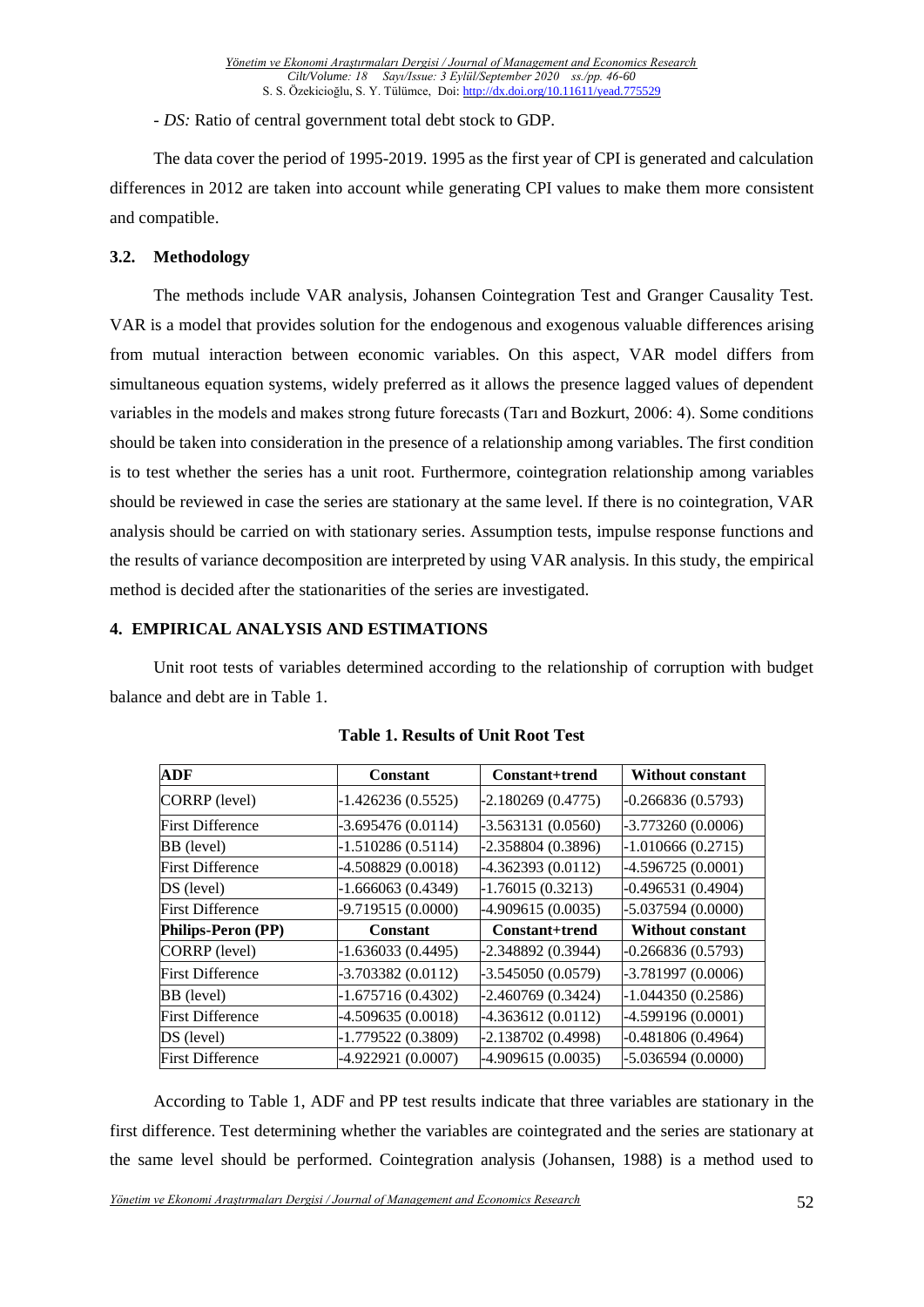- *DS:* Ratio of central government total debt stock to GDP.

The data cover the period of 1995-2019. 1995 as the first year of CPI is generated and calculation differences in 2012 are taken into account while generating CPI values to make them more consistent and compatible.

### 3.2. Methodology

The methods include VAR analysis, Johansen Cointegration Test and Granger Causality Test. VAR is a model that provides solution for the endogenous and exogenous valuable differences arising from mutual interaction between economic variables. On this aspect, VAR model differs from simultaneous equation systems, widely preferred as it allows the presence lagged values of dependent variables in the models and makes strong future forecasts (Tarı and Bozkurt, 2006: 4). Some conditions should be taken into consideration in the presence of a relationship among variables. The first condition is to test whether the series has a unit root. Furthermore, cointegration relationship among variables should be reviewed in case the series are stationary at the same level. If there is no cointegration, VAR analysis should be carried on with stationary series. Assumption tests, impulse response functions and the results of variance decomposition are interpreted by using VAR analysis. In this study, the empirical method is decided after the stationarities of the series are investigated.

## 4. EMPIRICAL ANALYSIS AND ESTIMATIONS

Unit root tests of variables determined according to the relationship of corruption with budget balance and debt are in Table 1.

**Table 1. Results of Unit Root Test**

| **ADF** | **Constant** | **Constant+trend** | **Without constant** |
|---|---|---|---|
| CORRP (level) | -1.426236 (0.5525) | -2.180269 (0.4775) | -0.266836 (0.5793) |
| First Difference | -3.695476 (0.0114) | -3.563131 (0.0560) | -3.773260 (0.0006) |
| BB (level) | -1.510286 (0.5114) | -2.358804 (0.3896) | -1.010666 (0.2715) |
| First Difference | -4.508829 (0.0018) | -4.362393 (0.0112) | -4.596725 (0.0001) |
| DS (level) | -1.666063 (0.4349) | -1.76015 (0.3213) | -0.496531 (0.4904) |
| First Difference | -9.719515 (0.0000) | -4.909615 (0.0035) | -5.037594 (0.0000) |
| **Philips-Peron (PP)** | **Constant** | **Constant+trend** | **Without constant** |
| CORRP (level) | -1.636033 (0.4495) | -2.348892 (0.3944) | -0.266836 (0.5793) |
| First Difference | -3.703382 (0.0112) | -3.545050 (0.0579) | -3.781997 (0.0006) |
| BB (level) | -1.675716 (0.4302) | -2.460769 (0.3424) | -1.044350 (0.2586) |
| First Difference | -4.509635 (0.0018) | -4.363612 (0.0112) | -4.599196 (0.0001) |
| DS (level) | -1.779522 (0.3809) | -2.138702 (0.4998) | -0.481806 (0.4964) |
| First Difference | -4.922921 (0.0007) | -4.909615 (0.0035) | -5.036594 (0.0000) |

According to Table 1, ADF and PP test results indicate that three variables are stationary in the first difference. Test determining whether the variables are cointegrated and the series are stationary at the same level should be performed. Cointegration analysis (Johansen, 1988) is a method used to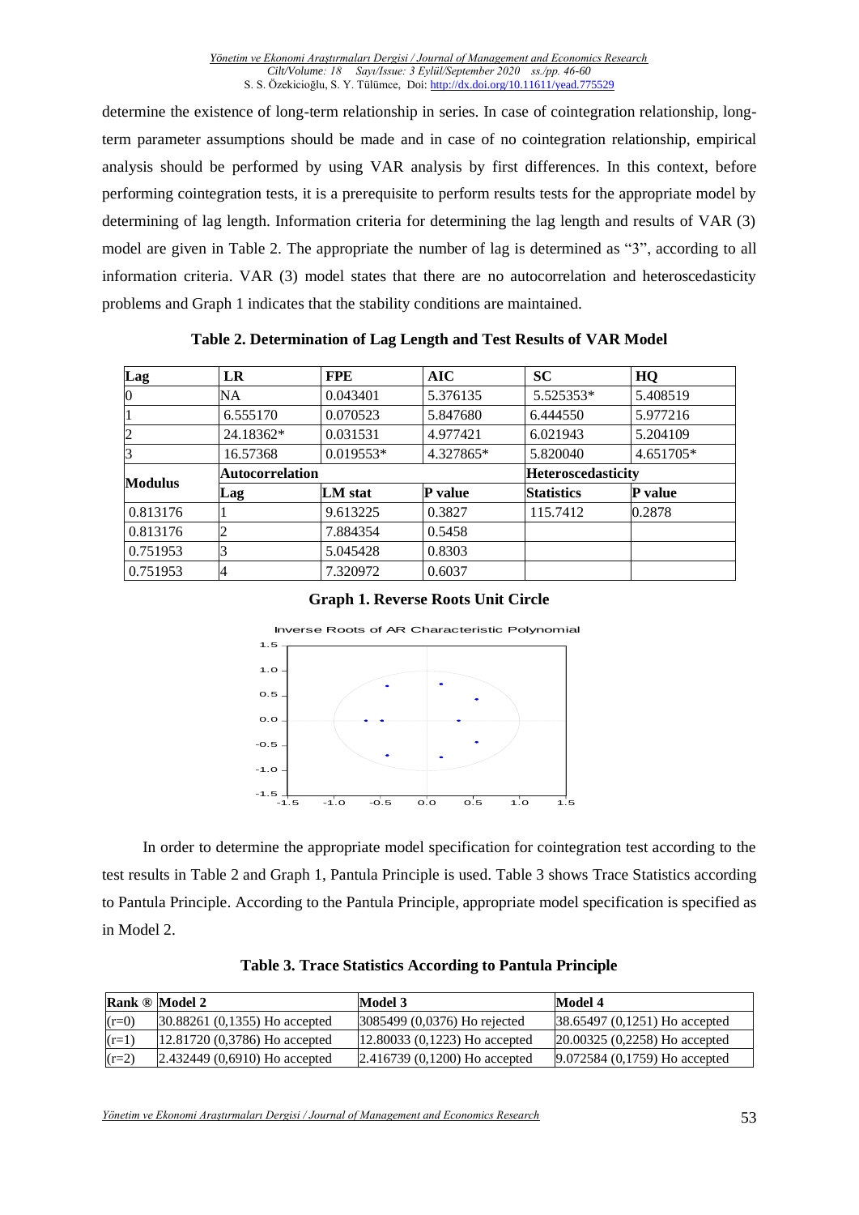determine the existence of long-term relationship in series. In case of cointegration relationship, long-term parameter assumptions should be made and in case of no cointegration relationship, empirical analysis should be performed by using VAR analysis by first differences. In this context, before performing cointegration tests, it is a prerequisite to perform results tests for the appropriate model by determining of lag length. Information criteria for determining the lag length and results of VAR (3) model are given in Table 2. The appropriate the number of lag is determined as "3", according to all information criteria. VAR (3) model states that there are no autocorrelation and heteroscedasticity problems and Graph 1 indicates that the stability conditions are maintained.

**Table 2. Determination of Lag Length and Test Results of VAR Model**

| Lag | LR | FPE | AIC | SC | HQ |
|---|---|---|---|---|---|
| 0 | NA | 0.043401 | 5.376135 | 5.525353* | 5.408519 |
| 1 | 6.555170 | 0.070523 | 5.847680 | 6.444550 | 5.977216 |
| 2 | 24.18362* | 0.031531 | 4.977421 | 6.021943 | 5.204109 |
| 3 | 16.57368 | 0.019553* | 4.327865* | 5.820040 | 4.651705* |
| **Modulus** | **Autocorrelation** | | | **Heteroscedasticity** | |
| | **Lag** | **LM stat** | **P value** | **Statistics** | **P value** |
| 0.813176 | 1 | 9.613225 | 0.3827 | 115.7412 | 0.2878 |
| 0.813176 | 2 | 7.884354 | 0.5458 | | |
| 0.751953 | 3 | 5.045428 | 0.8303 | | |
| 0.751953 | 4 | 7.320972 | 0.6037 | | |

**Graph 1. Reverse Roots Unit Circle**

In order to determine the appropriate model specification for cointegration test according to the test results in Table 2 and Graph 1, Pantula Principle is used. Table 3 shows Trace Statistics according to Pantula Principle. According to the Pantula Principle, appropriate model specification is specified as in Model 2.

**Table 3. Trace Statistics According to Pantula Principle**

| Rank ® | Model 2 | Model 3 | Model 4 |
|---|---|---|---|
| (r=0) | 30.88261 (0,1355) Ho accepted | 3085499 (0,0376) Ho rejected | 38.65497 (0,1251) Ho accepted |
| (r=1) | 12.81720 (0,3786) Ho accepted | 12.80033 (0,1223) Ho accepted | 20.00325 (0,2258) Ho accepted |
| (r=2) | 2.432449 (0,6910) Ho accepted | 2.416739 (0,1200) Ho accepted | 9.072584 (0,1759) Ho accepted |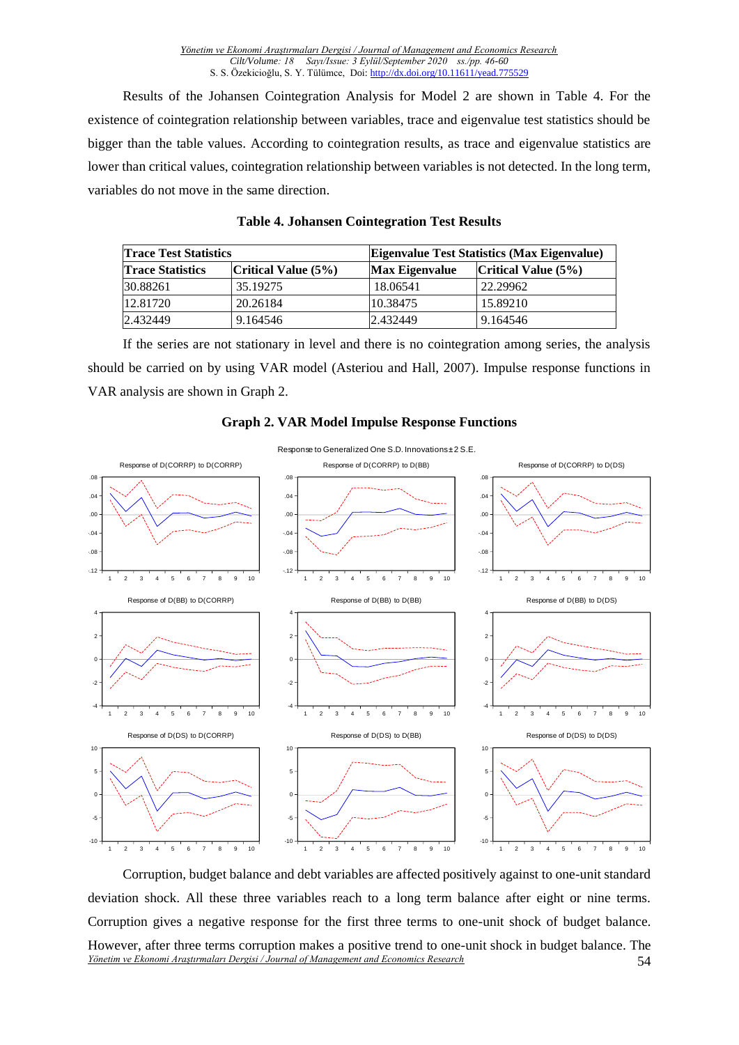Results of the Johansen Cointegration Analysis for Model 2 are shown in Table 4. For the existence of cointegration relationship between variables, trace and eigenvalue test statistics should be bigger than the table values. According to cointegration results, as trace and eigenvalue statistics are lower than critical values, cointegration relationship between variables is not detected. In the long term, variables do not move in the same direction.

**Table 4. Johansen Cointegration Test Results**

| Trace Test Statistics | | Eigenvalue Test Statistics (Max Eigenvalue) | |
|---|---|---|---|
| **Trace Statistics** | **Critical Value (5%)** | **Max Eigenvalue** | **Critical Value (5%)** |
| 30.88261 | 35.19275 | 18.06541 | 22.29962 |
| 12.81720 | 20.26184 | 10.38475 | 15.89210 |
| 2.432449 | 9.164546 | 2.432449 | 9.164546 |

If the series are not stationary in level and there is no cointegration among series, the analysis should be carried on by using VAR model (Asteriou and Hall, 2007). Impulse response functions in VAR analysis are shown in Graph 2.

**Graph 2. VAR Model Impulse Response Functions**

Corruption, budget balance and debt variables are affected positively against to one-unit standard deviation shock. All these three variables reach to a long term balance after eight or nine terms. Corruption gives a negative response for the first three terms to one-unit shock of budget balance. However, after three terms corruption makes a positive trend to one-unit shock in budget balance. The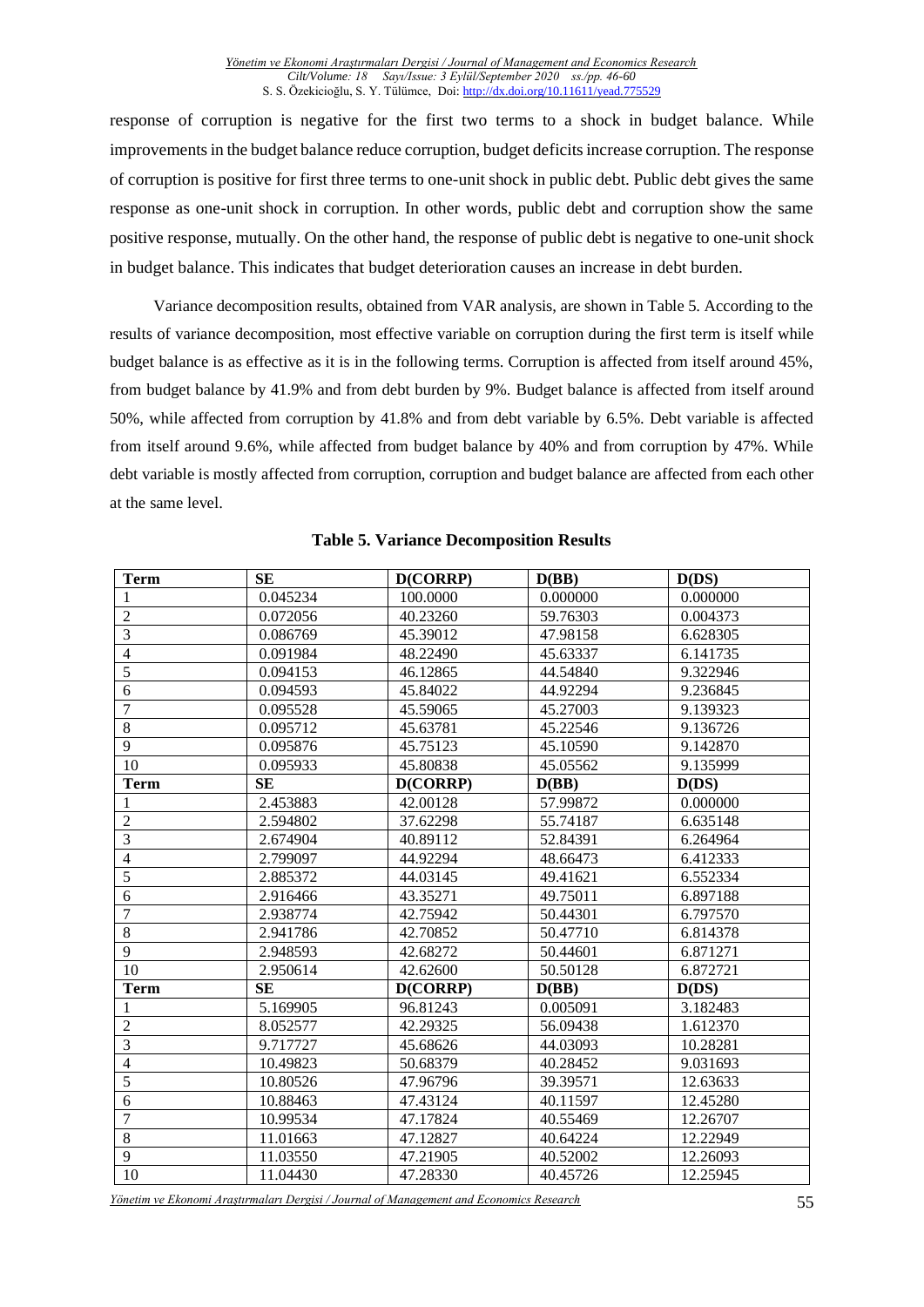response of corruption is negative for the first two terms to a shock in budget balance. While improvements in the budget balance reduce corruption, budget deficits increase corruption. The response of corruption is positive for first three terms to one-unit shock in public debt. Public debt gives the same response as one-unit shock in corruption. In other words, public debt and corruption show the same positive response, mutually. On the other hand, the response of public debt is negative to one-unit shock in budget balance. This indicates that budget deterioration causes an increase in debt burden.

Variance decomposition results, obtained from VAR analysis, are shown in Table 5. According to the results of variance decomposition, most effective variable on corruption during the first term is itself while budget balance is as effective as it is in the following terms. Corruption is affected from itself around 45%, from budget balance by 41.9% and from debt burden by 9%. Budget balance is affected from itself around 50%, while affected from corruption by 41.8% and from debt variable by 6.5%. Debt variable is affected from itself around 9.6%, while affected from budget balance by 40% and from corruption by 47%. While debt variable is mostly affected from corruption, corruption and budget balance are affected from each other at the same level.

**Table 5. Variance Decomposition Results**

| Term | SE | D(CORRP) | D(BB) | D(DS) |
|---|---|---|---|---|
| 1 | 0.045234 | 100.0000 | 0.000000 | 0.000000 |
| 2 | 0.072056 | 40.23260 | 59.76303 | 0.004373 |
| 3 | 0.086769 | 45.39012 | 47.98158 | 6.628305 |
| 4 | 0.091984 | 48.22490 | 45.63337 | 6.141735 |
| 5 | 0.094153 | 46.12865 | 44.54840 | 9.322946 |
| 6 | 0.094593 | 45.84022 | 44.92294 | 9.236845 |
| 7 | 0.095528 | 45.59065 | 45.27003 | 9.139323 |
| 8 | 0.095712 | 45.63781 | 45.22546 | 9.136726 |
| 9 | 0.095876 | 45.75123 | 45.10590 | 9.142870 |
| 10 | 0.095933 | 45.80838 | 45.05562 | 9.135999 |
| **Term** | **SE** | **D(CORRP)** | **D(BB)** | **D(DS)** |
| 1 | 2.453883 | 42.00128 | 57.99872 | 0.000000 |
| 2 | 2.594802 | 37.62298 | 55.74187 | 6.635148 |
| 3 | 2.674904 | 40.89112 | 52.84391 | 6.264964 |
| 4 | 2.799097 | 44.92294 | 48.66473 | 6.412333 |
| 5 | 2.885372 | 44.03145 | 49.41621 | 6.552334 |
| 6 | 2.916466 | 43.35271 | 49.75011 | 6.897188 |
| 7 | 2.938774 | 42.75942 | 50.44301 | 6.797570 |
| 8 | 2.941786 | 42.70852 | 50.47710 | 6.814378 |
| 9 | 2.948593 | 42.68272 | 50.44601 | 6.871271 |
| 10 | 2.950614 | 42.62600 | 50.50128 | 6.872721 |
| **Term** | **SE** | **D(CORRP)** | **D(BB)** | **D(DS)** |
| 1 | 5.169905 | 96.81243 | 0.005091 | 3.182483 |
| 2 | 8.052577 | 42.29325 | 56.09438 | 1.612370 |
| 3 | 9.717727 | 45.68626 | 44.03093 | 10.28281 |
| 4 | 10.49823 | 50.68379 | 40.28452 | 9.031693 |
| 5 | 10.80526 | 47.96796 | 39.39571 | 12.63633 |
| 6 | 10.88463 | 47.43124 | 40.11597 | 12.45280 |
| 7 | 10.99534 | 47.17824 | 40.55469 | 12.26707 |
| 8 | 11.01663 | 47.12827 | 40.64224 | 12.22949 |
| 9 | 11.03550 | 47.21905 | 40.52002 | 12.26093 |
| 10 | 11.04430 | 47.28330 | 40.45726 | 12.25945 |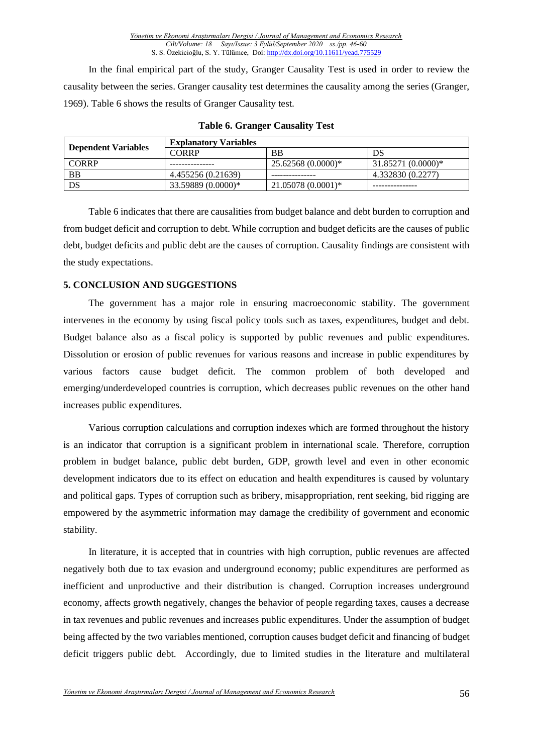In the final empirical part of the study, Granger Causality Test is used in order to review the causality between the series. Granger causality test determines the causality among the series (Granger, 1969). Table 6 shows the results of Granger Causality test.

**Table 6. Granger Causality Test**

| Dependent Variables | Explanatory Variables | | |
|---|---|---|---|
| | CORRP | BB | DS |
| CORRP | --------------- | 25.62568 (0.0000)* | 31.85271 (0.0000)* |
| BB | 4.455256 (0.21639) | --------------- | 4.332830 (0.2277) |
| DS | 33.59889 (0.0000)* | 21.05078 (0.0001)* | --------------- |

Table 6 indicates that there are causalities from budget balance and debt burden to corruption and from budget deficit and corruption to debt. While corruption and budget deficits are the causes of public debt, budget deficits and public debt are the causes of corruption. Causality findings are consistent with the study expectations.

## 5. CONCLUSION AND SUGGESTIONS

The government has a major role in ensuring macroeconomic stability. The government intervenes in the economy by using fiscal policy tools such as taxes, expenditures, budget and debt. Budget balance also as a fiscal policy is supported by public revenues and public expenditures. Dissolution or erosion of public revenues for various reasons and increase in public expenditures by various factors cause budget deficit. The common problem of both developed and emerging/underdeveloped countries is corruption, which decreases public revenues on the other hand increases public expenditures.

Various corruption calculations and corruption indexes which are formed throughout the history is an indicator that corruption is a significant problem in international scale. Therefore, corruption problem in budget balance, public debt burden, GDP, growth level and even in other economic development indicators due to its effect on education and health expenditures is caused by voluntary and political gaps. Types of corruption such as bribery, misappropriation, rent seeking, bid rigging are empowered by the asymmetric information may damage the credibility of government and economic stability.

In literature, it is accepted that in countries with high corruption, public revenues are affected negatively both due to tax evasion and underground economy; public expenditures are performed as inefficient and unproductive and their distribution is changed. Corruption increases underground economy, affects growth negatively, changes the behavior of people regarding taxes, causes a decrease in tax revenues and public revenues and increases public expenditures. Under the assumption of budget being affected by the two variables mentioned, corruption causes budget deficit and financing of budget deficit triggers public debt. Accordingly, due to limited studies in the literature and multilateral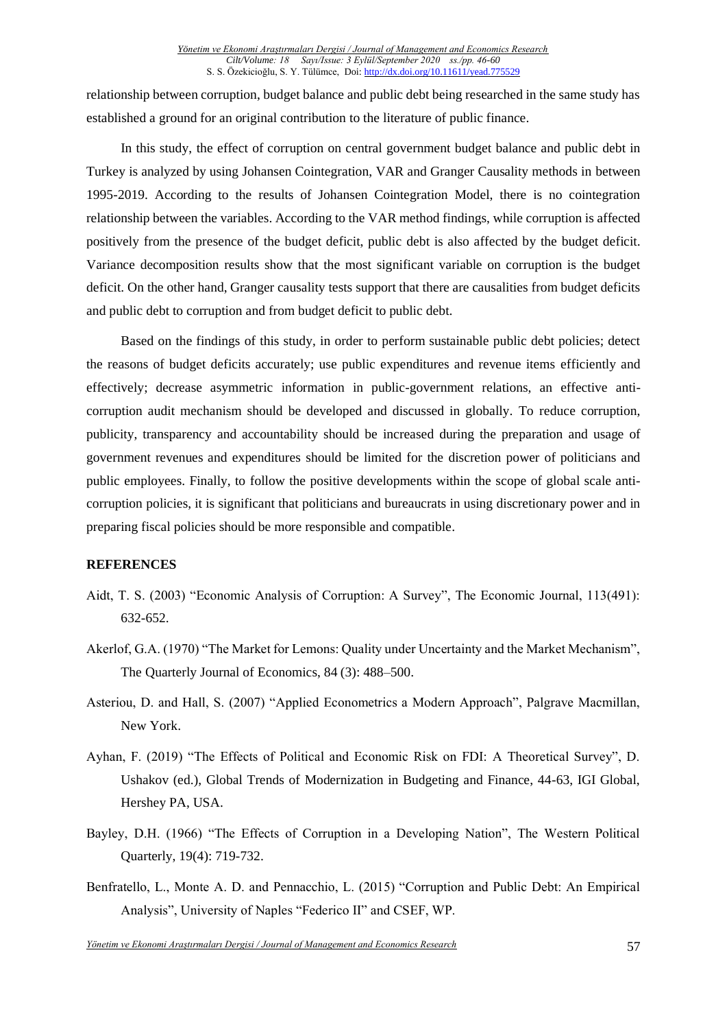relationship between corruption, budget balance and public debt being researched in the same study has established a ground for an original contribution to the literature of public finance.

In this study, the effect of corruption on central government budget balance and public debt in Turkey is analyzed by using Johansen Cointegration, VAR and Granger Causality methods in between 1995-2019. According to the results of Johansen Cointegration Model, there is no cointegration relationship between the variables. According to the VAR method findings, while corruption is affected positively from the presence of the budget deficit, public debt is also affected by the budget deficit. Variance decomposition results show that the most significant variable on corruption is the budget deficit. On the other hand, Granger causality tests support that there are causalities from budget deficits and public debt to corruption and from budget deficit to public debt.

Based on the findings of this study, in order to perform sustainable public debt policies; detect the reasons of budget deficits accurately; use public expenditures and revenue items efficiently and effectively; decrease asymmetric information in public-government relations, an effective anti-corruption audit mechanism should be developed and discussed in globally. To reduce corruption, publicity, transparency and accountability should be increased during the preparation and usage of government revenues and expenditures should be limited for the discretion power of politicians and public employees. Finally, to follow the positive developments within the scope of global scale anti-corruption policies, it is significant that politicians and bureaucrats in using discretionary power and in preparing fiscal policies should be more responsible and compatible.

## REFERENCES

Aidt, T. S. (2003) "Economic Analysis of Corruption: A Survey", The Economic Journal, 113(491): 632-652.

Akerlof, G.A. (1970) "The Market for Lemons: Quality under Uncertainty and the Market Mechanism", The Quarterly Journal of Economics, 84 (3): 488–500.

Asteriou, D. and Hall, S. (2007) "Applied Econometrics a Modern Approach", Palgrave Macmillan, New York.

Ayhan, F. (2019) "The Effects of Political and Economic Risk on FDI: A Theoretical Survey", D. Ushakov (ed.), Global Trends of Modernization in Budgeting and Finance, 44-63, IGI Global, Hershey PA, USA.

Bayley, D.H. (1966) "The Effects of Corruption in a Developing Nation", The Western Political Quarterly, 19(4): 719-732.

Benfratello, L., Monte A. D. and Pennacchio, L. (2015) "Corruption and Public Debt: An Empirical Analysis", University of Naples "Federico II" and CSEF, WP.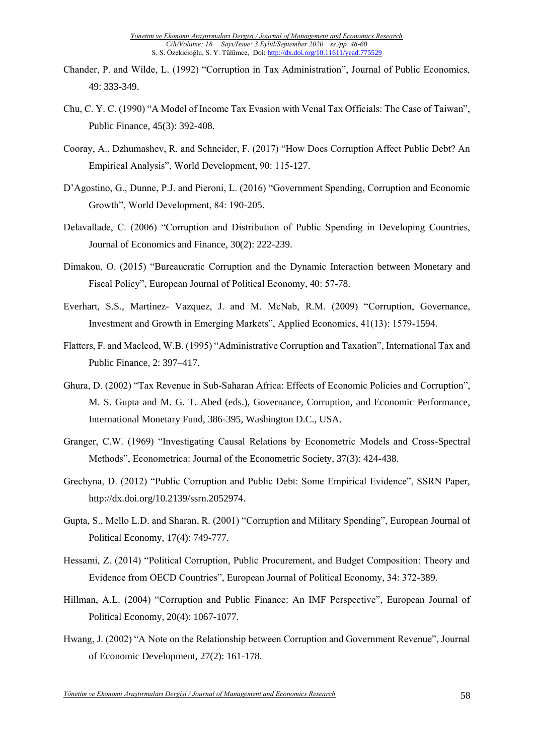Chander, P. and Wilde, L. (1992) “Corruption in Tax Administration”, Journal of Public Economics, 49: 333-349.

Chu, C. Y. C. (1990) “A Model of Income Tax Evasion with Venal Tax Officials: The Case of Taiwan”, Public Finance, 45(3): 392-408.

Cooray, A., Dzhumashev, R. and Schneider, F. (2017) “How Does Corruption Affect Public Debt? An Empirical Analysis”, World Development, 90: 115-127.

D’Agostino, G., Dunne, P.J. and Pieroni, L. (2016) “Government Spending, Corruption and Economic Growth”, World Development, 84: 190-205.

Delavallade, C. (2006) “Corruption and Distribution of Public Spending in Developing Countries, Journal of Economics and Finance, 30(2): 222-239.

Dimakou, O. (2015) “Bureaucratic Corruption and the Dynamic Interaction between Monetary and Fiscal Policy”, European Journal of Political Economy, 40: 57-78.

Everhart, S.S., Martinez- Vazquez, J. and M. McNab, R.M. (2009) “Corruption, Governance, Investment and Growth in Emerging Markets”, Applied Economics, 41(13): 1579-1594.

Flatters, F. and Macleod, W.B. (1995) “Administrative Corruption and Taxation”, International Tax and Public Finance, 2: 397–417.

Ghura, D. (2002) “Tax Revenue in Sub-Saharan Africa: Effects of Economic Policies and Corruption”, M. S. Gupta and M. G. T. Abed (eds.), Governance, Corruption, and Economic Performance, International Monetary Fund, 386-395, Washington D.C., USA.

Granger, C.W. (1969) “Investigating Causal Relations by Econometric Models and Cross-Spectral Methods”, Econometrica: Journal of the Econometric Society, 37(3): 424-438.

Grechyna, D. (2012) “Public Corruption and Public Debt: Some Empirical Evidence”, SSRN Paper, http://dx.doi.org/10.2139/ssrn.2052974.

Gupta, S., Mello L.D. and Sharan, R. (2001) “Corruption and Military Spending”, European Journal of Political Economy, 17(4): 749-777.

Hessami, Z. (2014) “Political Corruption, Public Procurement, and Budget Composition: Theory and Evidence from OECD Countries”, European Journal of Political Economy, 34: 372-389.

Hillman, A.L. (2004) “Corruption and Public Finance: An IMF Perspective”, European Journal of Political Economy, 20(4): 1067-1077.

Hwang, J. (2002) “A Note on the Relationship between Corruption and Government Revenue”, Journal of Economic Development, 27(2): 161-178.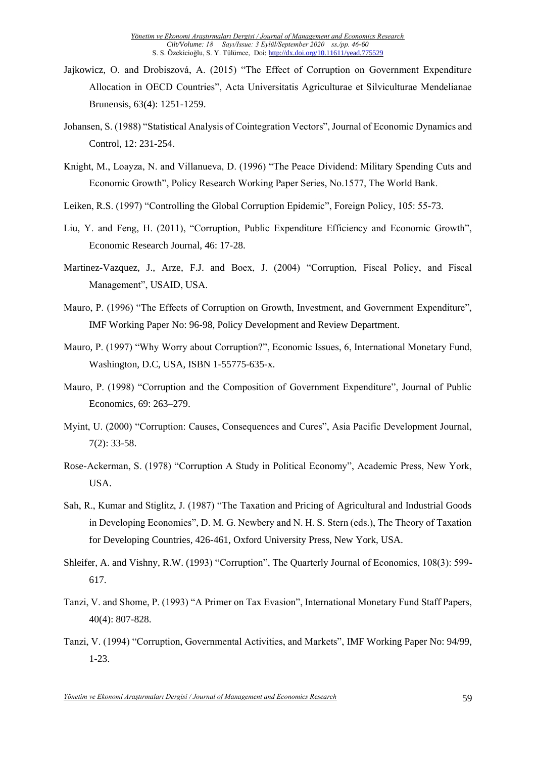Jajkowicz, O. and Drobiszová, A. (2015) "The Effect of Corruption on Government Expenditure Allocation in OECD Countries", Acta Universitatis Agriculturae et Silviculturae Mendelianae Brunensis, 63(4): 1251-1259.

Johansen, S. (1988) "Statistical Analysis of Cointegration Vectors", Journal of Economic Dynamics and Control, 12: 231-254.

Knight, M., Loayza, N. and Villanueva, D. (1996) "The Peace Dividend: Military Spending Cuts and Economic Growth", Policy Research Working Paper Series, No.1577, The World Bank.

Leiken, R.S. (1997) "Controlling the Global Corruption Epidemic", Foreign Policy, 105: 55-73.

Liu, Y. and Feng, H. (2011), "Corruption, Public Expenditure Efficiency and Economic Growth", Economic Research Journal, 46: 17-28.

Martinez-Vazquez, J., Arze, F.J. and Boex, J. (2004) "Corruption, Fiscal Policy, and Fiscal Management", USAID, USA.

Mauro, P. (1996) "The Effects of Corruption on Growth, Investment, and Government Expenditure", IMF Working Paper No: 96-98, Policy Development and Review Department.

Mauro, P. (1997) "Why Worry about Corruption?", Economic Issues, 6, International Monetary Fund, Washington, D.C, USA, ISBN 1-55775-635-x.

Mauro, P. (1998) "Corruption and the Composition of Government Expenditure", Journal of Public Economics, 69: 263–279.

Myint, U. (2000) "Corruption: Causes, Consequences and Cures", Asia Pacific Development Journal, 7(2): 33-58.

Rose-Ackerman, S. (1978) "Corruption A Study in Political Economy", Academic Press, New York, USA.

Sah, R., Kumar and Stiglitz, J. (1987) "The Taxation and Pricing of Agricultural and Industrial Goods in Developing Economies", D. M. G. Newbery and N. H. S. Stern (eds.), The Theory of Taxation for Developing Countries, 426-461, Oxford University Press, New York, USA.

Shleifer, A. and Vishny, R.W. (1993) "Corruption", The Quarterly Journal of Economics, 108(3): 599-617.

Tanzi, V. and Shome, P. (1993) "A Primer on Tax Evasion", International Monetary Fund Staff Papers, 40(4): 807-828.

Tanzi, V. (1994) "Corruption, Governmental Activities, and Markets", IMF Working Paper No: 94/99, 1-23.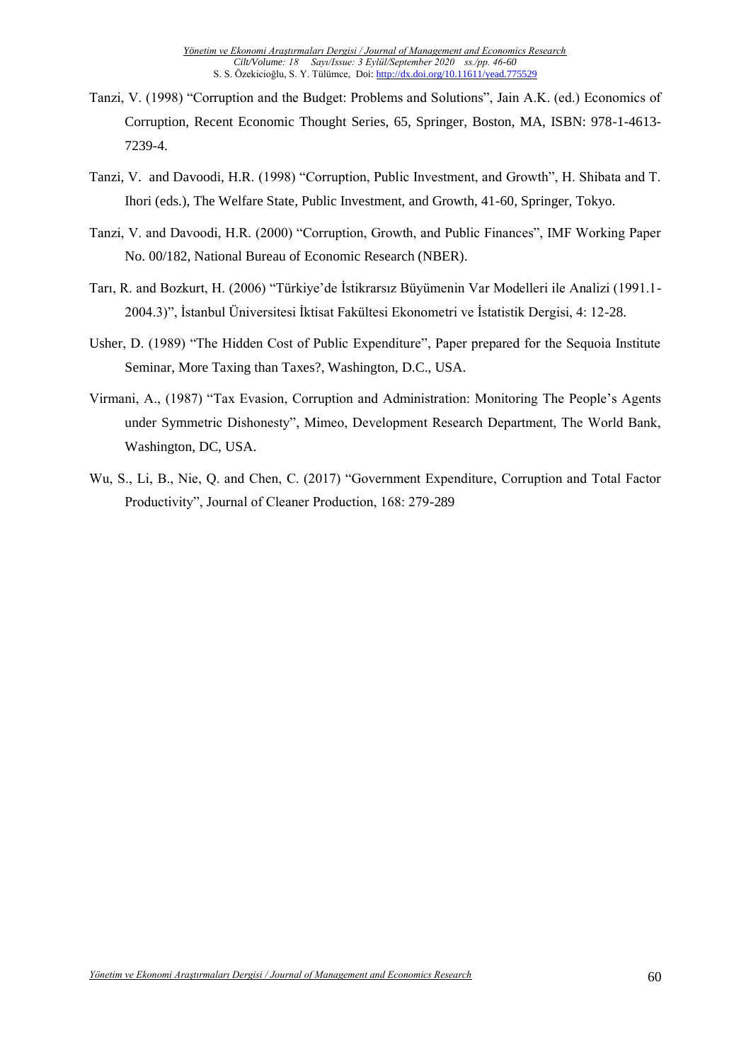Tanzi, V. (1998) “Corruption and the Budget: Problems and Solutions”, Jain A.K. (ed.) Economics of Corruption, Recent Economic Thought Series, 65, Springer, Boston, MA, ISBN: 978-1-4613-7239-4.

Tanzi, V. and Davoodi, H.R. (1998) “Corruption, Public Investment, and Growth”, H. Shibata and T. Ihori (eds.), The Welfare State, Public Investment, and Growth, 41-60, Springer, Tokyo.

Tanzi, V. and Davoodi, H.R. (2000) “Corruption, Growth, and Public Finances”, IMF Working Paper No. 00/182, National Bureau of Economic Research (NBER).

Tarı, R. and Bozkurt, H. (2006) “Türkiye’de İstikrarsız Büyümenin Var Modelleri ile Analizi (1991.1-2004.3)”, İstanbul Üniversitesi İktisat Fakültesi Ekonometri ve İstatistik Dergisi, 4: 12-28.

Usher, D. (1989) “The Hidden Cost of Public Expenditure”, Paper prepared for the Sequoia Institute Seminar, More Taxing than Taxes?, Washington, D.C., USA.

Virmani, A., (1987) “Tax Evasion, Corruption and Administration: Monitoring The People’s Agents under Symmetric Dishonesty”, Mimeo, Development Research Department, The World Bank, Washington, DC, USA.

Wu, S., Li, B., Nie, Q. and Chen, C. (2017) “Government Expenditure, Corruption and Total Factor Productivity”, Journal of Cleaner Production, 168: 279-289